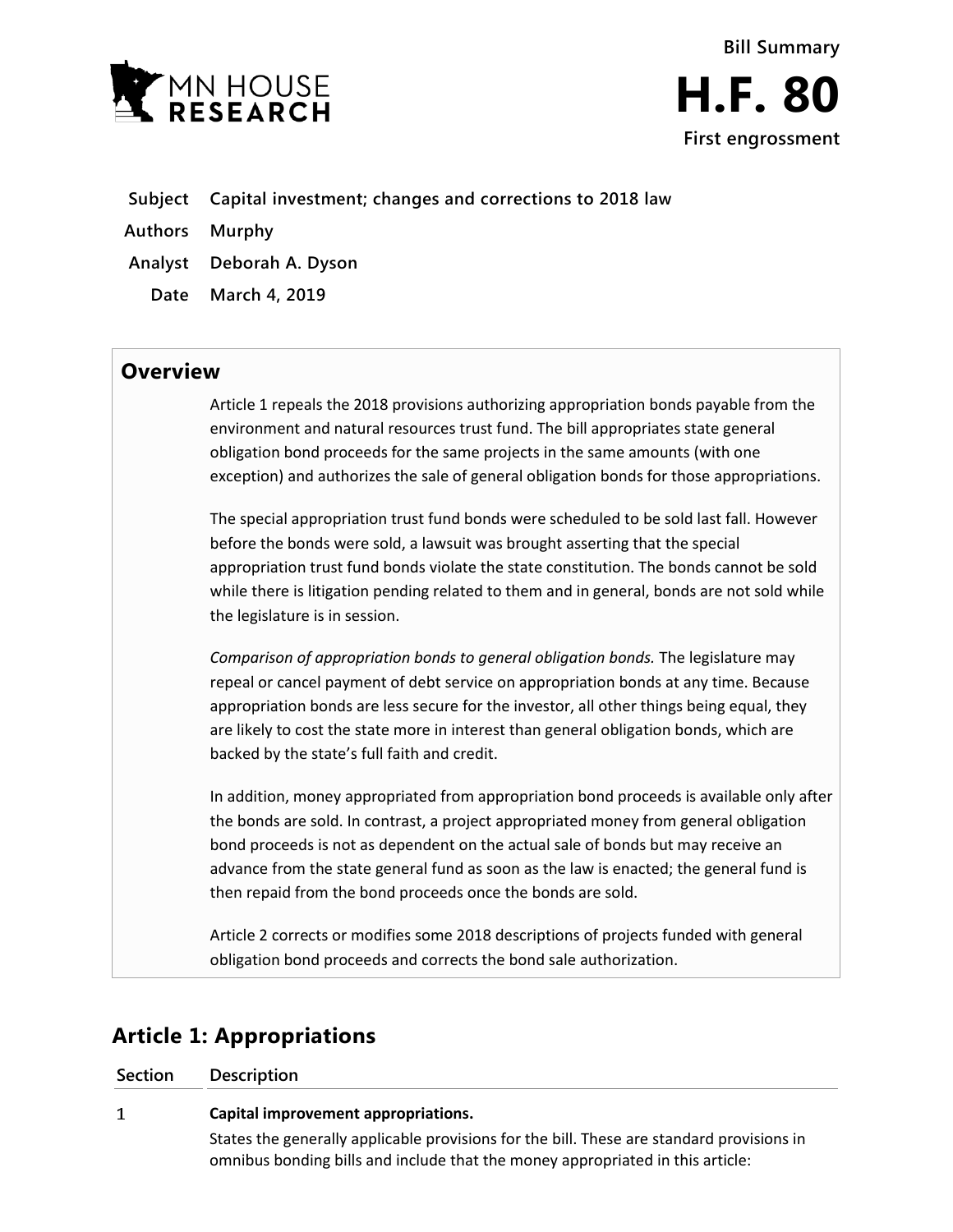Bill Summary

# H.F. 80

**First engrossment**

| | |
|---|---|
| **Subject** | **Capital investment; changes and corrections to 2018 law** |
| **Authors** | **Murphy** |
| **Analyst** | **Deborah A. Dyson** |
| **Date** | **March 4, 2019** |

## Overview

Article 1 repeals the 2018 provisions authorizing appropriation bonds payable from the environment and natural resources trust fund. The bill appropriates state general obligation bond proceeds for the same projects in the same amounts (with one exception) and authorizes the sale of general obligation bonds for those appropriations.

The special appropriation trust fund bonds were scheduled to be sold last fall. However before the bonds were sold, a lawsuit was brought asserting that the special appropriation trust fund bonds violate the state constitution. The bonds cannot be sold while there is litigation pending related to them and in general, bonds are not sold while the legislature is in session.

*Comparison of appropriation bonds to general obligation bonds.* The legislature may repeal or cancel payment of debt service on appropriation bonds at any time. Because appropriation bonds are less secure for the investor, all other things being equal, they are likely to cost the state more in interest than general obligation bonds, which are backed by the state's full faith and credit.

In addition, money appropriated from appropriation bond proceeds is available only after the bonds are sold. In contrast, a project appropriated money from general obligation bond proceeds is not as dependent on the actual sale of bonds but may receive an advance from the state general fund as soon as the law is enacted; the general fund is then repaid from the bond proceeds once the bonds are sold.

Article 2 corrects or modifies some 2018 descriptions of projects funded with general obligation bond proceeds and corrects the bond sale authorization.

## Article 1: Appropriations

| Section | Description |
|---|---|
| 1 | **Capital improvement appropriations.**<br>States the generally applicable provisions for the bill. These are standard provisions in omnibus bonding bills and include that the money appropriated in this article: |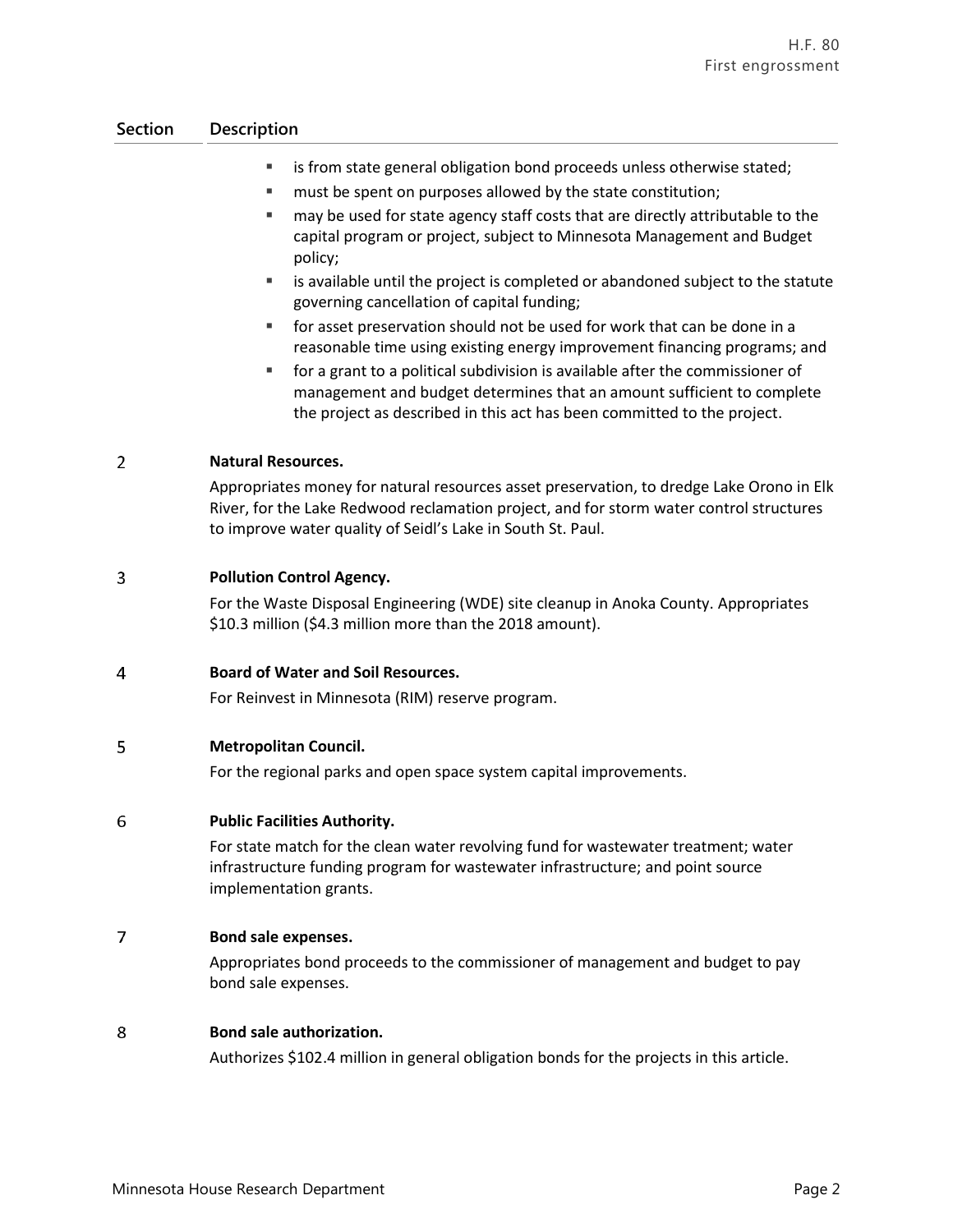| Section | Description |
|---|---|
| | ▪ is from state general obligation bond proceeds unless otherwise stated;<br>▪ must be spent on purposes allowed by the state constitution;<br>▪ may be used for state agency staff costs that are directly attributable to the capital program or project, subject to Minnesota Management and Budget policy;<br>▪ is available until the project is completed or abandoned subject to the statute governing cancellation of capital funding;<br>▪ for asset preservation should not be used for work that can be done in a reasonable time using existing energy improvement financing programs; and<br>▪ for a grant to a political subdivision is available after the commissioner of management and budget determines that an amount sufficient to complete the project as described in this act has been committed to the project. |
| 2 | **Natural Resources.**<br>Appropriates money for natural resources asset preservation, to dredge Lake Orono in Elk River, for the Lake Redwood reclamation project, and for storm water control structures to improve water quality of Seidl's Lake in South St. Paul. |
| 3 | **Pollution Control Agency.**<br>For the Waste Disposal Engineering (WDE) site cleanup in Anoka County. Appropriates $10.3 million ($4.3 million more than the 2018 amount). |
| 4 | **Board of Water and Soil Resources.**<br>For Reinvest in Minnesota (RIM) reserve program. |
| 5 | **Metropolitan Council.**<br>For the regional parks and open space system capital improvements. |
| 6 | **Public Facilities Authority.**<br>For state match for the clean water revolving fund for wastewater treatment; water infrastructure funding program for wastewater infrastructure; and point source implementation grants. |
| 7 | **Bond sale expenses.**<br>Appropriates bond proceeds to the commissioner of management and budget to pay bond sale expenses. |
| 8 | **Bond sale authorization.**<br>Authorizes $102.4 million in general obligation bonds for the projects in this article. |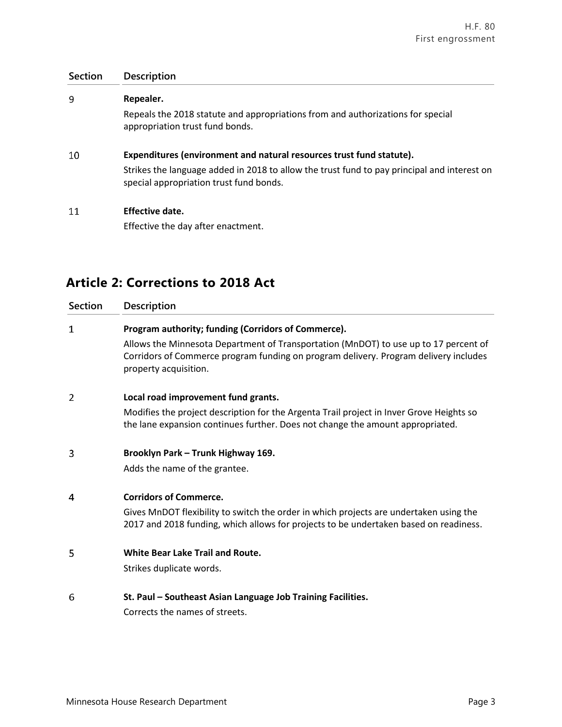| Section | Description |
|---|---|
| 9 | **Repealer.**<br>Repeals the 2018 statute and appropriations from and authorizations for special appropriation trust fund bonds. |
| 10 | **Expenditures (environment and natural resources trust fund statute).**<br>Strikes the language added in 2018 to allow the trust fund to pay principal and interest on special appropriation trust fund bonds. |
| 11 | **Effective date.**<br>Effective the day after enactment. |

## Article 2: Corrections to 2018 Act

| Section | Description |
|---|---|
| 1 | **Program authority; funding (Corridors of Commerce).**<br>Allows the Minnesota Department of Transportation (MnDOT) to use up to 17 percent of Corridors of Commerce program funding on program delivery. Program delivery includes property acquisition. |
| 2 | **Local road improvement fund grants.**<br>Modifies the project description for the Argenta Trail project in Inver Grove Heights so the lane expansion continues further. Does not change the amount appropriated. |
| 3 | **Brooklyn Park – Trunk Highway 169.**<br>Adds the name of the grantee. |
| 4 | **Corridors of Commerce.**<br>Gives MnDOT flexibility to switch the order in which projects are undertaken using the 2017 and 2018 funding, which allows for projects to be undertaken based on readiness. |
| 5 | **White Bear Lake Trail and Route.**<br>Strikes duplicate words. |
| 6 | **St. Paul – Southeast Asian Language Job Training Facilities.**<br>Corrects the names of streets. |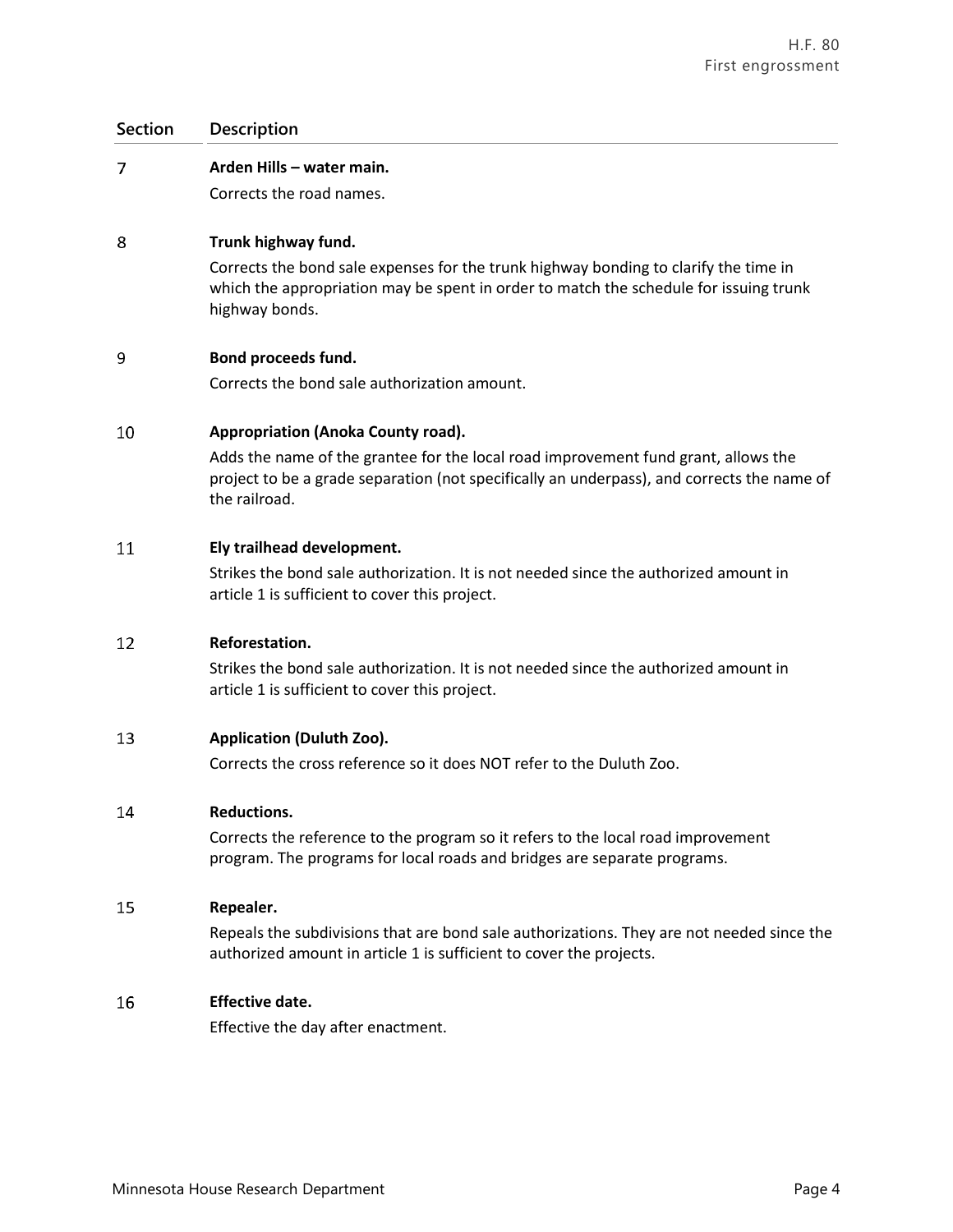| Section | Description |
|---|---|
| 7 | **Arden Hills – water main.**<br>Corrects the road names. |
| 8 | **Trunk highway fund.**<br>Corrects the bond sale expenses for the trunk highway bonding to clarify the time in which the appropriation may be spent in order to match the schedule for issuing trunk highway bonds. |
| 9 | **Bond proceeds fund.**<br>Corrects the bond sale authorization amount. |
| 10 | **Appropriation (Anoka County road).**<br>Adds the name of the grantee for the local road improvement fund grant, allows the project to be a grade separation (not specifically an underpass), and corrects the name of the railroad. |
| 11 | **Ely trailhead development.**<br>Strikes the bond sale authorization. It is not needed since the authorized amount in article 1 is sufficient to cover this project. |
| 12 | **Reforestation.**<br>Strikes the bond sale authorization. It is not needed since the authorized amount in article 1 is sufficient to cover this project. |
| 13 | **Application (Duluth Zoo).**<br>Corrects the cross reference so it does NOT refer to the Duluth Zoo. |
| 14 | **Reductions.**<br>Corrects the reference to the program so it refers to the local road improvement program. The programs for local roads and bridges are separate programs. |
| 15 | **Repealer.**<br>Repeals the subdivisions that are bond sale authorizations. They are not needed since the authorized amount in article 1 is sufficient to cover the projects. |
| 16 | **Effective date.**<br>Effective the day after enactment. |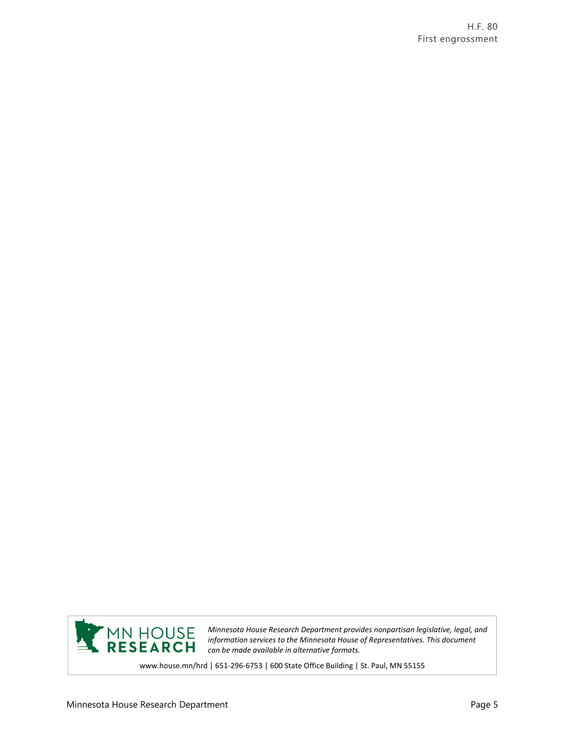Minnesota House Research Department provides nonpartisan legislative, legal, and information services to the Minnesota House of Representatives. This document can be made available in alternative formats.

www.house.mn/hrd | 651-296-6753 | 600 State Office Building | St. Paul, MN 55155